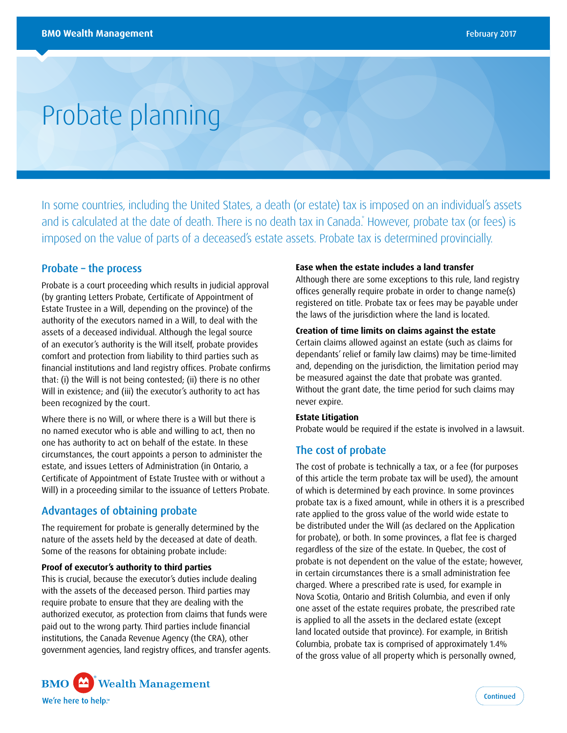# Probate planning

In some countries, including the United States, a death (or estate) tax is imposed on an individual's assets and is calculated at the date of death. There is no death tax in Canada.* However, probate tax (or fees) is imposed on the value of parts of a deceased's estate assets. Probate tax is determined provincially.

## Probate – the process

Probate is a court proceeding which results in judicial approval (by granting Letters Probate, Certificate of Appointment of Estate Trustee in a Will, depending on the province) of the authority of the executors named in a Will, to deal with the assets of a deceased individual. Although the legal source of an executor's authority is the Will itself, probate provides comfort and protection from liability to third parties such as financial institutions and land registry offices. Probate confirms that: (i) the Will is not being contested; (ii) there is no other Will in existence; and (iii) the executor's authority to act has been recognized by the court.

Where there is no Will, or where there is a Will but there is no named executor who is able and willing to act, then no one has authority to act on behalf of the estate. In these circumstances, the court appoints a person to administer the estate, and issues Letters of Administration (in Ontario, a Certificate of Appointment of Estate Trustee with or without a Will) in a proceeding similar to the issuance of Letters Probate.

## Advantages of obtaining probate

The requirement for probate is generally determined by the nature of the assets held by the deceased at date of death. Some of the reasons for obtaining probate include:

**Proof of executor's authority to third parties**
This is crucial, because the executor's duties include dealing with the assets of the deceased person. Third parties may require probate to ensure that they are dealing with the authorized executor, as protection from claims that funds were paid out to the wrong party. Third parties include financial institutions, the Canada Revenue Agency (the CRA), other government agencies, land registry offices, and transfer agents.

**Ease when the estate includes a land transfer**
Although there are some exceptions to this rule, land registry offices generally require probate in order to change name(s) registered on title. Probate tax or fees may be payable under the laws of the jurisdiction where the land is located.

**Creation of time limits on claims against the estate**
Certain claims allowed against an estate (such as claims for dependants' relief or family law claims) may be time-limited and, depending on the jurisdiction, the limitation period may be measured against the date that probate was granted. Without the grant date, the time period for such claims may never expire.

**Estate Litigation**
Probate would be required if the estate is involved in a lawsuit.

## The cost of probate

The cost of probate is technically a tax, or a fee (for purposes of this article the term probate tax will be used), the amount of which is determined by each province. In some provinces probate tax is a fixed amount, while in others it is a prescribed rate applied to the gross value of the world wide estate to be distributed under the Will (as declared on the Application for probate), or both. In some provinces, a flat fee is charged regardless of the size of the estate. In Quebec, the cost of probate is not dependent on the value of the estate; however, in certain circumstances there is a small administration fee charged. Where a prescribed rate is used, for example in Nova Scotia, Ontario and British Columbia, and even if only one asset of the estate requires probate, the prescribed rate is applied to all the assets in the declared estate (except land located outside that province). For example, in British Columbia, probate tax is comprised of approximately 1.4% of the gross value of all property which is personally owned,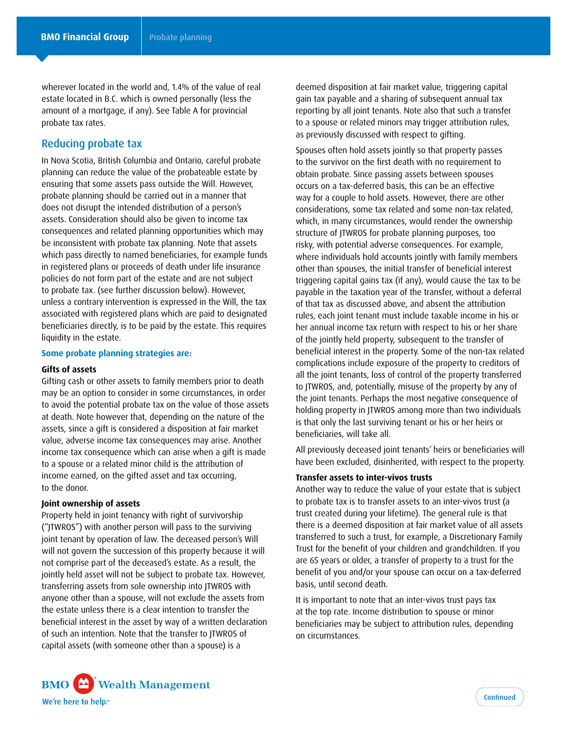wherever located in the world and, 1.4% of the value of real estate located in B.C. which is owned personally (less the amount of a mortgage, if any). See Table A for provincial probate tax rates.

## Reducing probate tax

In Nova Scotia, British Columbia and Ontario, careful probate planning can reduce the value of the probateable estate by ensuring that some assets pass outside the Will. However, probate planning should be carried out in a manner that does not disrupt the intended distribution of a person's assets. Consideration should also be given to income tax consequences and related planning opportunities which may be inconsistent with probate tax planning. Note that assets which pass directly to named beneficiaries, for example funds in registered plans or proceeds of death under life insurance policies do not form part of the estate and are not subject to probate tax. (see further discussion below). However, unless a contrary intervention is expressed in the Will, the tax associated with registered plans which are paid to designated beneficiaries directly, is to be paid by the estate. This requires liquidity in the estate.

### Some probate planning strategies are:

**Gifts of assets**

Gifting cash or other assets to family members prior to death may be an option to consider in some circumstances, in order to avoid the potential probate tax on the value of those assets at death. Note however that, depending on the nature of the assets, since a gift is considered a disposition at fair market value, adverse income tax consequences may arise. Another income tax consequence which can arise when a gift is made to a spouse or a related minor child is the attribution of income earned, on the gifted asset and tax occurring, to the donor.

**Joint ownership of assets**

Property held in joint tenancy with right of survivorship ("JTWROS") with another person will pass to the surviving joint tenant by operation of law. The deceased person's Will will not govern the succession of this property because it will not comprise part of the deceased's estate. As a result, the jointly held asset will not be subject to probate tax. However, transferring assets from sole ownership into JTWROS with anyone other than a spouse, will not exclude the assets from the estate unless there is a clear intention to transfer the beneficial interest in the asset by way of a written declaration of such an intention. Note that the transfer to JTWROS of capital assets (with someone other than a spouse) is a deemed disposition at fair market value, triggering capital gain tax payable and a sharing of subsequent annual tax reporting by all joint tenants. Note also that such a transfer to a spouse or related minors may trigger attribution rules, as previously discussed with respect to gifting.

Spouses often hold assets jointly so that property passes to the survivor on the first death with no requirement to obtain probate. Since passing assets between spouses occurs on a tax-deferred basis, this can be an effective way for a couple to hold assets. However, there are other considerations, some tax related and some non-tax related, which, in many circumstances, would render the ownership structure of JTWROS for probate planning purposes, too risky, with potential adverse consequences. For example, where individuals hold accounts jointly with family members other than spouses, the initial transfer of beneficial interest triggering capital gains tax (if any), would cause the tax to be payable in the taxation year of the transfer, without a deferral of that tax as discussed above, and absent the attribution rules, each joint tenant must include taxable income in his or her annual income tax return with respect to his or her share of the jointly held property, subsequent to the transfer of beneficial interest in the property. Some of the non-tax related complications include exposure of the property to creditors of all the joint tenants, loss of control of the property transferred to JTWROS, and, potentially, misuse of the property by any of the joint tenants. Perhaps the most negative consequence of holding property in JTWROS among more than two individuals is that only the last surviving tenant or his or her heirs or beneficiaries, will take all.

All previously deceased joint tenants' heirs or beneficiaries will have been excluded, disinherited, with respect to the property.

**Transfer assets to inter-vivos trusts**

Another way to reduce the value of your estate that is subject to probate tax is to transfer assets to an inter-vivos trust (a trust created during your lifetime). The general rule is that there is a deemed disposition at fair market value of all assets transferred to such a trust, for example, a Discretionary Family Trust for the benefit of your children and grandchildren. If you are 65 years or older, a transfer of property to a trust for the benefit of you and/or your spouse can occur on a tax-deferred basis, until second death.

It is important to note that an inter-vivos trust pays tax at the top rate. Income distribution to spouse or minor beneficiaries may be subject to attribution rules, depending on circumstances.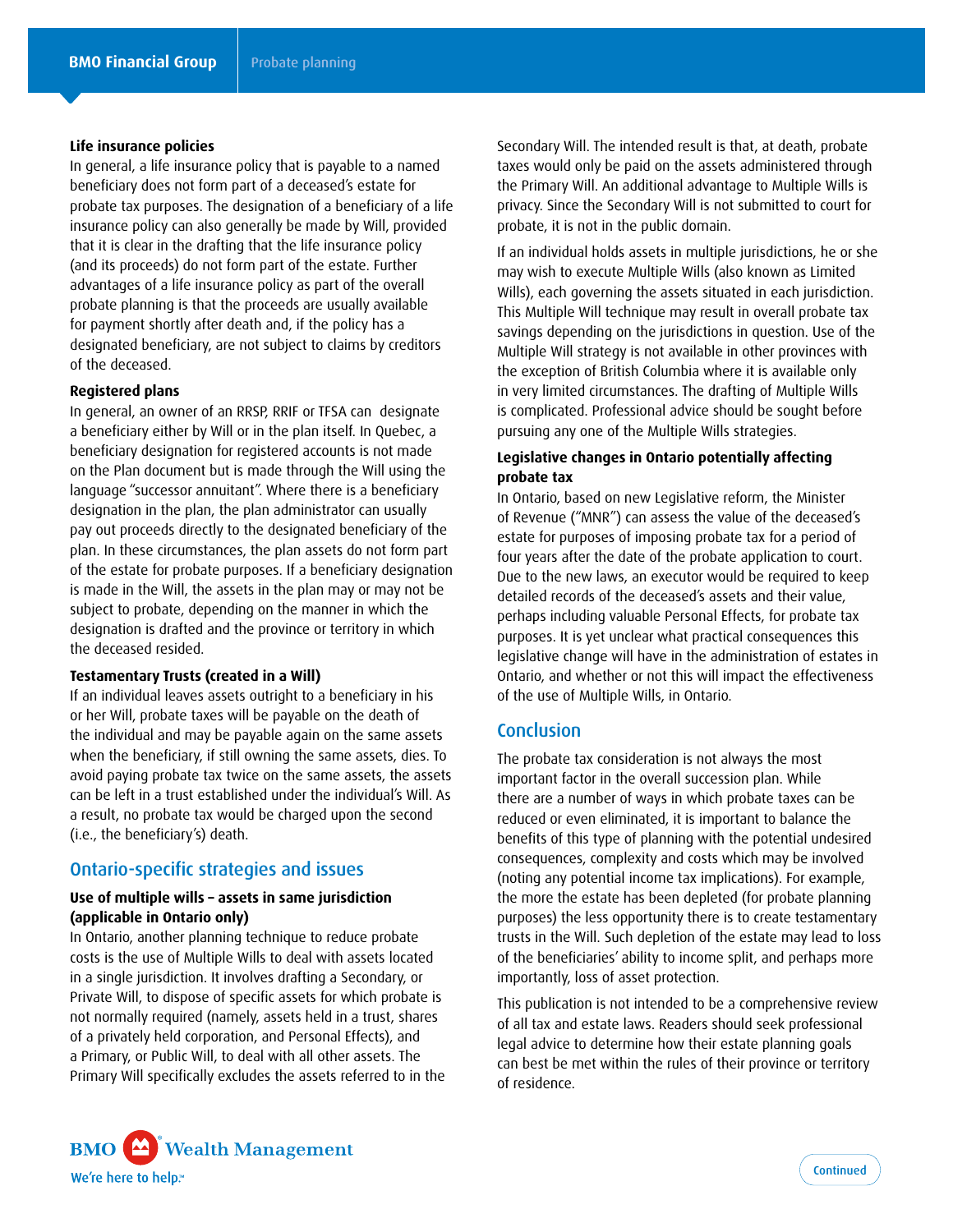**Life insurance policies**
In general, a life insurance policy that is payable to a named beneficiary does not form part of a deceased's estate for probate tax purposes. The designation of a beneficiary of a life insurance policy can also generally be made by Will, provided that it is clear in the drafting that the life insurance policy (and its proceeds) do not form part of the estate. Further advantages of a life insurance policy as part of the overall probate planning is that the proceeds are usually available for payment shortly after death and, if the policy has a designated beneficiary, are not subject to claims by creditors of the deceased.

**Registered plans**
In general, an owner of an RRSP, RRIF or TFSA can designate a beneficiary either by Will or in the plan itself. In Quebec, a beneficiary designation for registered accounts is not made on the Plan document but is made through the Will using the language "successor annuitant". Where there is a beneficiary designation in the plan, the plan administrator can usually pay out proceeds directly to the designated beneficiary of the plan. In these circumstances, the plan assets do not form part of the estate for probate purposes. If a beneficiary designation is made in the Will, the assets in the plan may or may not be subject to probate, depending on the manner in which the designation is drafted and the province or territory in which the deceased resided.

**Testamentary Trusts (created in a Will)**
If an individual leaves assets outright to a beneficiary in his or her Will, probate taxes will be payable on the death of the individual and may be payable again on the same assets when the beneficiary, if still owning the same assets, dies. To avoid paying probate tax twice on the same assets, the assets can be left in a trust established under the individual's Will. As a result, no probate tax would be charged upon the second (i.e., the beneficiary's) death.

## Ontario-specific strategies and issues

**Use of multiple wills – assets in same jurisdiction (applicable in Ontario only)**
In Ontario, another planning technique to reduce probate costs is the use of Multiple Wills to deal with assets located in a single jurisdiction. It involves drafting a Secondary, or Private Will, to dispose of specific assets for which probate is not normally required (namely, assets held in a trust, shares of a privately held corporation, and Personal Effects), and a Primary, or Public Will, to deal with all other assets. The Primary Will specifically excludes the assets referred to in the Secondary Will. The intended result is that, at death, probate taxes would only be paid on the assets administered through the Primary Will. An additional advantage to Multiple Wills is privacy. Since the Secondary Will is not submitted to court for probate, it is not in the public domain.

If an individual holds assets in multiple jurisdictions, he or she may wish to execute Multiple Wills (also known as Limited Wills), each governing the assets situated in each jurisdiction. This Multiple Will technique may result in overall probate tax savings depending on the jurisdictions in question. Use of the Multiple Will strategy is not available in other provinces with the exception of British Columbia where it is available only in very limited circumstances. The drafting of Multiple Wills is complicated. Professional advice should be sought before pursuing any one of the Multiple Wills strategies.

**Legislative changes in Ontario potentially affecting probate tax**
In Ontario, based on new Legislative reform, the Minister of Revenue ("MNR") can assess the value of the deceased's estate for purposes of imposing probate tax for a period of four years after the date of the probate application to court. Due to the new laws, an executor would be required to keep detailed records of the deceased's assets and their value, perhaps including valuable Personal Effects, for probate tax purposes. It is yet unclear what practical consequences this legislative change will have in the administration of estates in Ontario, and whether or not this will impact the effectiveness of the use of Multiple Wills, in Ontario.

## Conclusion

The probate tax consideration is not always the most important factor in the overall succession plan. While there are a number of ways in which probate taxes can be reduced or even eliminated, it is important to balance the benefits of this type of planning with the potential undesired consequences, complexity and costs which may be involved (noting any potential income tax implications). For example, the more the estate has been depleted (for probate planning purposes) the less opportunity there is to create testamentary trusts in the Will. Such depletion of the estate may lead to loss of the beneficiaries' ability to income split, and perhaps more importantly, loss of asset protection.

This publication is not intended to be a comprehensive review of all tax and estate laws. Readers should seek professional legal advice to determine how their estate planning goals can best be met within the rules of their province or territory of residence.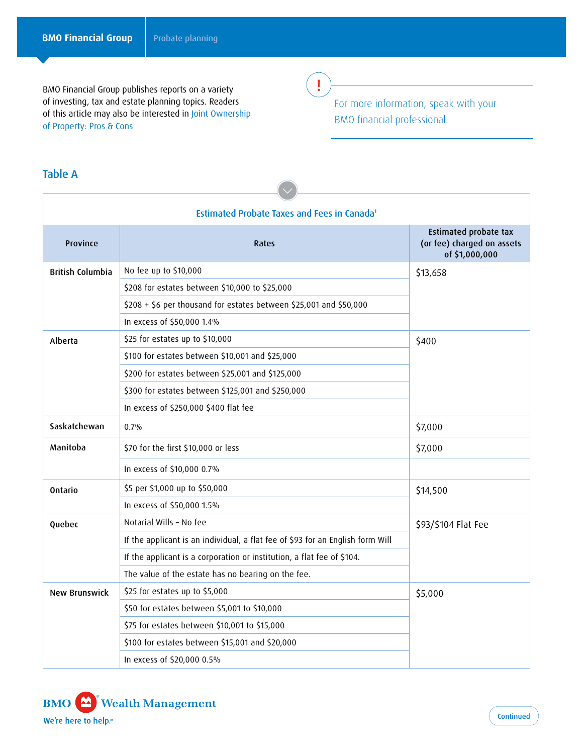BMO Financial Group publishes reports on a variety of investing, tax and estate planning topics. Readers of this article may also be interested in Joint Ownership of Property: Pros & Cons

For more information, speak with your BMO financial professional.

## Table A

**Estimated Probate Taxes and Fees in Canada**[1]

| Province | Rates | Estimated probate tax (or fee) charged on assets of $1,000,000 |
|---|---|---|
| British Columbia | No fee up to $10,000 | $13,658 |
| | $208 for estates between $10,000 to $25,000 | |
| | $208 + $6 per thousand for estates between $25,001 and $50,000 | |
| | In excess of $50,000 1.4% | |
| Alberta | $25 for estates up to $10,000 | $400 |
| | $100 for estates between $10,001 and $25,000 | |
| | $200 for estates between $25,001 and $125,000 | |
| | $300 for estates between $125,001 and $250,000 | |
| | In excess of $250,000 $400 flat fee | |
| Saskatchewan | 0.7% | $7,000 |
| Manitoba | $70 for the first $10,000 or less | $7,000 |
| | In excess of $10,000 0.7% | |
| Ontario | $5 per $1,000 up to $50,000 | $14,500 |
| | In excess of $50,000 1.5% | |
| Quebec | Notarial Wills – No fee | $93/$104 Flat Fee |
| | If the applicant is an individual, a flat fee of $93 for an English form Will | |
| | If the applicant is a corporation or institution, a flat fee of $104. | |
| | The value of the estate has no bearing on the fee. | |
| New Brunswick | $25 for estates up to $5,000 | $5,000 |
| | $50 for estates between $5,001 to $10,000 | |
| | $75 for estates between $10,001 to $15,000 | |
| | $100 for estates between $15,001 and $20,000 | |
| | In excess of $20,000 0.5% | |

Continued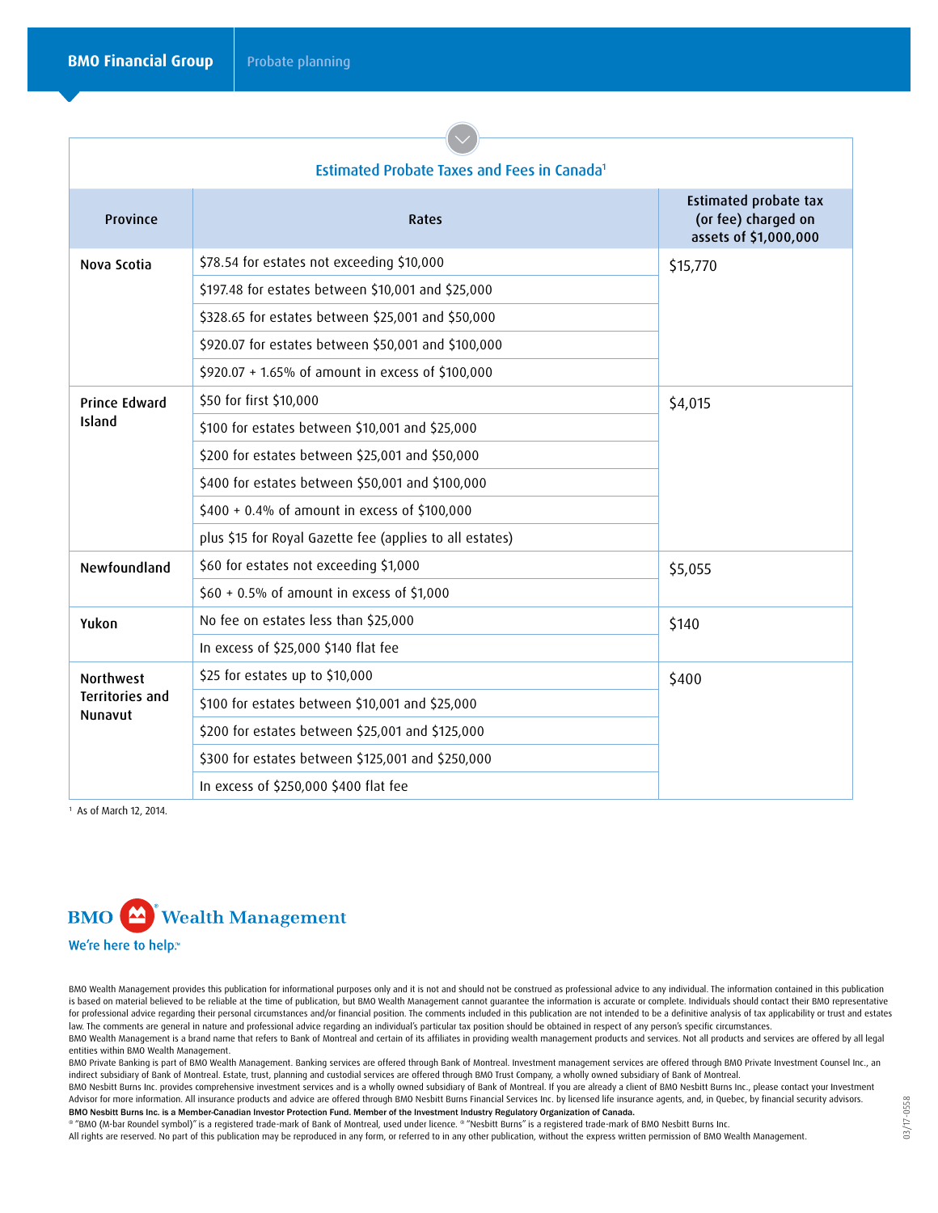## Estimated Probate Taxes and Fees in Canada[1]

| Province | Rates | Estimated probate tax (or fee) charged on assets of $1,000,000 |
|---|---|---|
| **Nova Scotia** | $78.54 for estates not exceeding $10,000 | $15,770 |
| | $197.48 for estates between $10,001 and $25,000 | |
| | $328.65 for estates between $25,001 and $50,000 | |
| | $920.07 for estates between $50,001 and $100,000 | |
| | $920.07 + 1.65% of amount in excess of $100,000 | |
| **Prince Edward Island** | $50 for first $10,000 | $4,015 |
| | $100 for estates between $10,001 and $25,000 | |
| | $200 for estates between $25,001 and $50,000 | |
| | $400 for estates between $50,001 and $100,000 | |
| | $400 + 0.4% of amount in excess of $100,000 | |
| | plus $15 for Royal Gazette fee (applies to all estates) | |
| **Newfoundland** | $60 for estates not exceeding $1,000 | $5,055 |
| | $60 + 0.5% of amount in excess of $1,000 | |
| **Yukon** | No fee on estates less than $25,000 | $140 |
| | In excess of $25,000 $140 flat fee | |
| **Northwest Territories and Nunavut** | $25 for estates up to $10,000 | $400 |
| | $100 for estates between $10,001 and $25,000 | |
| | $200 for estates between $25,001 and $125,000 | |
| | $300 for estates between $125,001 and $250,000 | |
| | In excess of $250,000 $400 flat fee | |

[1] As of March 12, 2014.

BMO Wealth Management

We're here to help.™

BMO Wealth Management provides this publication for informational purposes only and it is not and should not be construed as professional advice to any individual. The information contained in this publication is based on material believed to be reliable at the time of publication, but BMO Wealth Management cannot guarantee the information is accurate or complete. Individuals should contact their BMO representative for professional advice regarding their personal circumstances and/or financial position. The comments included in this publication are not intended to be a definitive analysis of tax applicability or trust and estates law. The comments are general in nature and professional advice regarding an individual's particular tax position should be obtained in respect of any person's specific circumstances.

BMO Wealth Management is a brand name that refers to Bank of Montreal and certain of its affiliates in providing wealth management products and services. Not all products and services are offered by all legal entities within BMO Wealth Management.

BMO Private Banking is part of BMO Wealth Management. Banking services are offered through Bank of Montreal. Investment management services are offered through BMO Private Investment Counsel Inc., an indirect subsidiary of Bank of Montreal. Estate, trust, planning and custodial services are offered through BMO Trust Company, a wholly owned subsidiary of Bank of Montreal.

BMO Nesbitt Burns Inc. provides comprehensive investment services and is a wholly owned subsidiary of Bank of Montreal. If you are already a client of BMO Nesbitt Burns Inc., please contact your Investment Advisor for more information. All insurance products and advice are offered through BMO Nesbitt Burns Financial Services Inc. by licensed life insurance agents, and, in Quebec, by financial security advisors.

**BMO Nesbitt Burns Inc. is a Member-Canadian Investor Protection Fund. Member of the Investment Industry Regulatory Organization of Canada.**

® "BMO (M-bar Roundel symbol)" is a registered trade-mark of Bank of Montreal, used under licence. ® "Nesbitt Burns" is a registered trade-mark of BMO Nesbitt Burns Inc.

All rights are reserved. No part of this publication may be reproduced in any form, or referred to in any other publication, without the express written permission of BMO Wealth Management.

03/17-0558